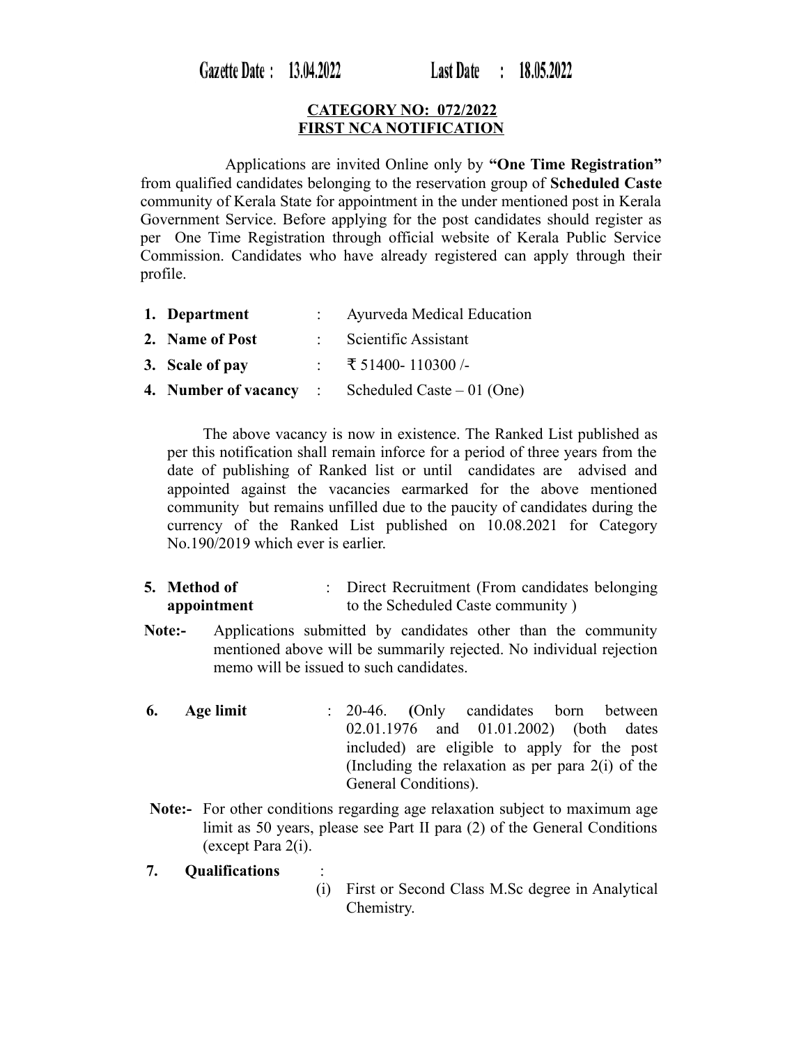**Gazette Date : 13.04.2022** **Last Date : 18.05.2022**

**CATEGORY NO: 072/2022**
**FIRST NCA NOTIFICATION**

Applications are invited Online only by **"One Time Registration"** from qualified candidates belonging to the reservation group of **Scheduled Caste** community of Kerala State for appointment in the under mentioned post in Kerala Government Service. Before applying for the post candidates should register as per One Time Registration through official website of Kerala Public Service Commission. Candidates who have already registered can apply through their profile.

1. **Department** : Ayurveda Medical Education
2. **Name of Post** : Scientific Assistant
3. **Scale of pay** : ₹ 51400- 110300 /-
4. **Number of vacancy** : Scheduled Caste – 01 (One)

The above vacancy is now in existence. The Ranked List published as per this notification shall remain inforce for a period of three years from the date of publishing of Ranked list or until candidates are advised and appointed against the vacancies earmarked for the above mentioned community but remains unfilled due to the paucity of candidates during the currency of the Ranked List published on 10.08.2021 for Category No.190/2019 which ever is earlier.

5. **Method of appointment** : Direct Recruitment (From candidates belonging to the Scheduled Caste community )

**Note:-** Applications submitted by candidates other than the community mentioned above will be summarily rejected. No individual rejection memo will be issued to such candidates.

6. **Age limit** : 20-46. **(**Only candidates born between 02.01.1976 and 01.01.2002) (both dates included) are eligible to apply for the post (Including the relaxation as per para 2(i) of the General Conditions).

**Note:-** For other conditions regarding age relaxation subject to maximum age limit as 50 years, please see Part II para (2) of the General Conditions (except Para 2(i).

7. **Qualifications** :

(i) First or Second Class M.Sc degree in Analytical Chemistry.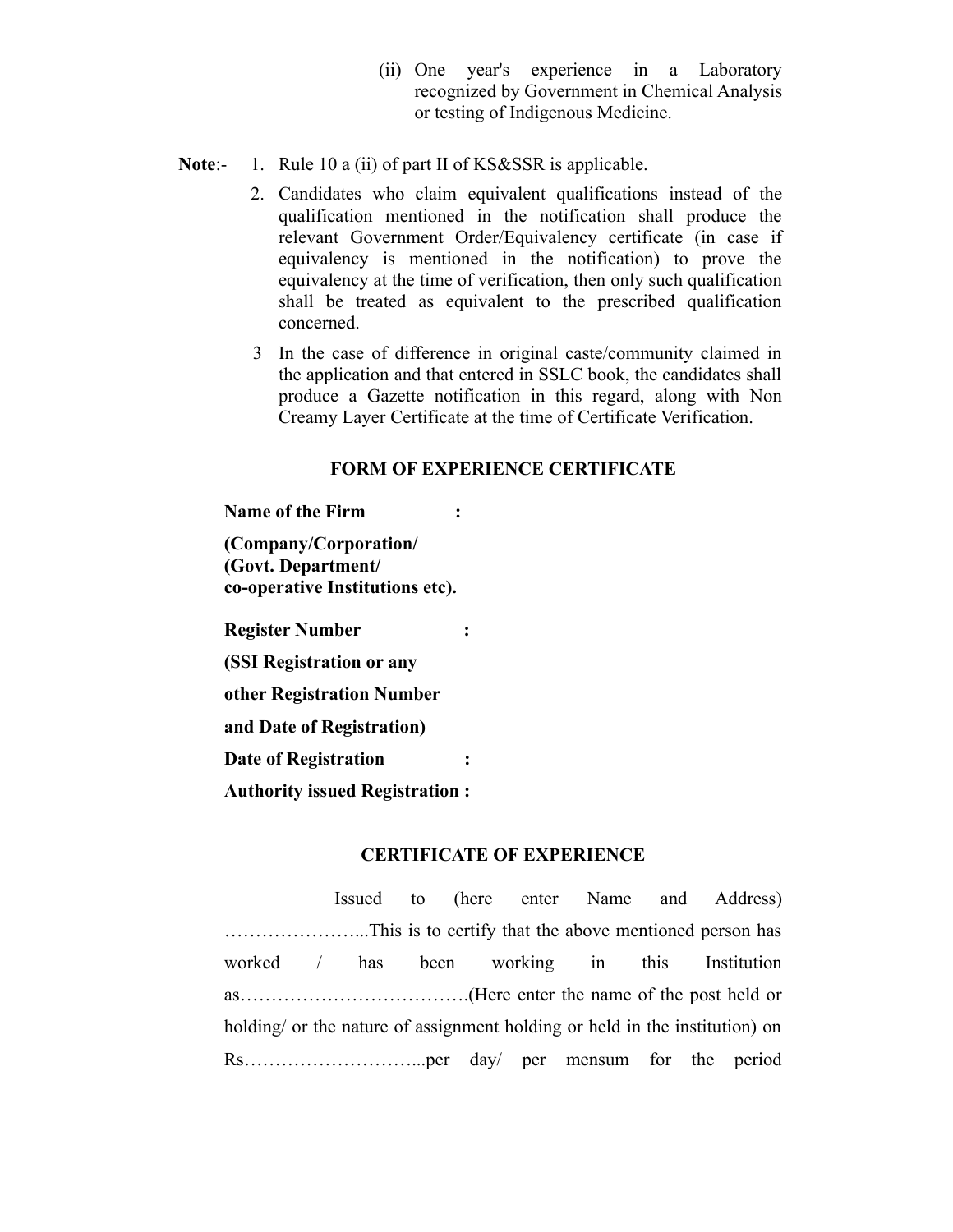(ii) One year's experience in a Laboratory recognized by Government in Chemical Analysis or testing of Indigenous Medicine.

**Note**:-

1. Rule 10 a (ii) of part II of KS&SSR is applicable.
2. Candidates who claim equivalent qualifications instead of the qualification mentioned in the notification shall produce the relevant Government Order/Equivalency certificate (in case if equivalency is mentioned in the notification) to prove the equivalency at the time of verification, then only such qualification shall be treated as equivalent to the prescribed qualification concerned.
3. In the case of difference in original caste/community claimed in the application and that entered in SSLC book, the candidates shall produce a Gazette notification in this regard, along with Non Creamy Layer Certificate at the time of Certificate Verification.

**FORM OF EXPERIENCE CERTIFICATE**

**Name of the Firm :**

**(Company/Corporation/ (Govt. Department/ co-operative Institutions etc).**

**Register Number :**

**(SSI Registration or any other Registration Number and Date of Registration)**

**Date of Registration :**

**Authority issued Registration :**

**CERTIFICATE OF EXPERIENCE**

Issued to (here enter Name and Address) …………………...This is to certify that the above mentioned person has worked / has been working in this Institution as……………………………….(Here enter the name of the post held or holding/ or the nature of assignment holding or held in the institution) on Rs………………………...per day/ per mensum for the period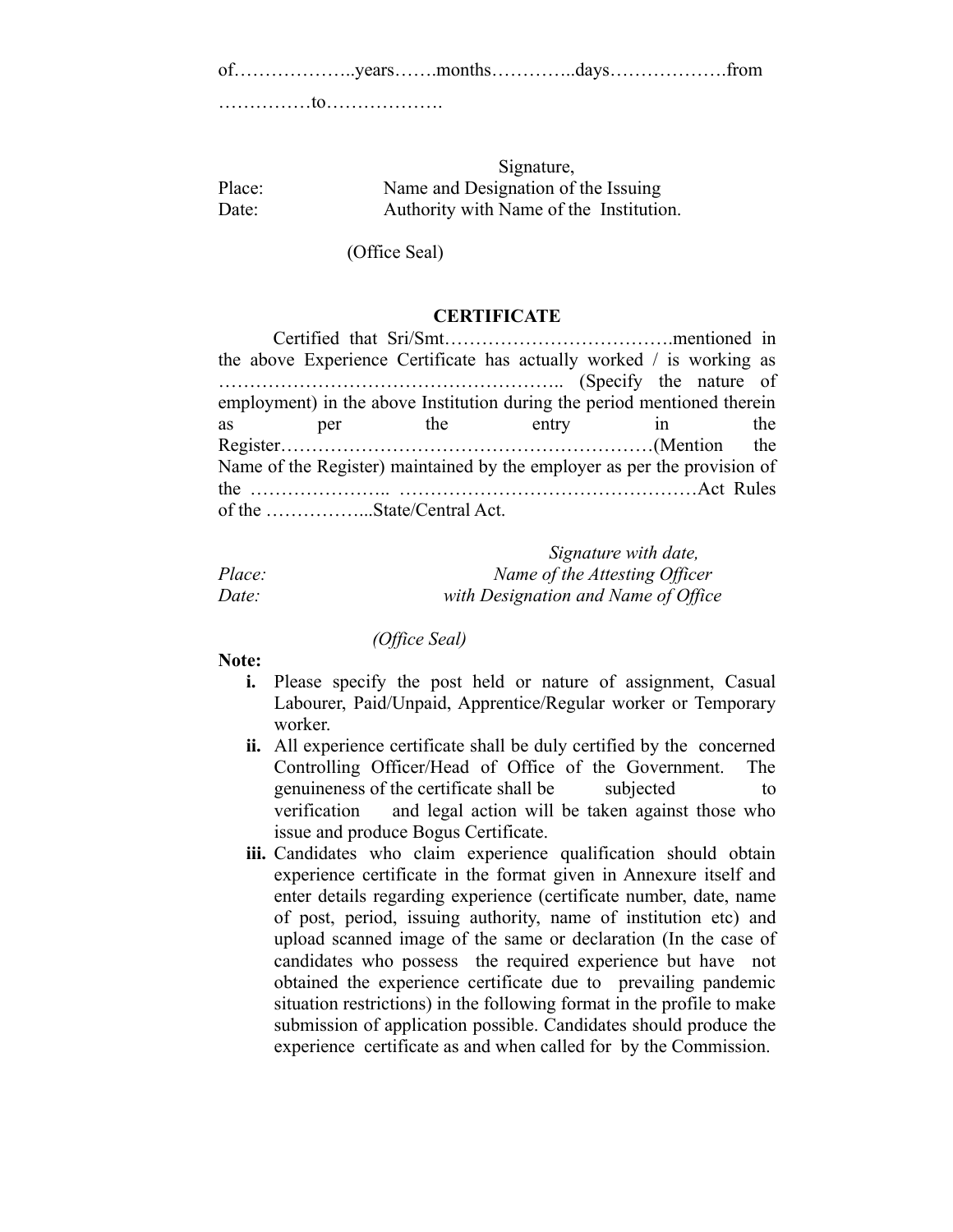of………………..years…….months…………..days……………….from ……………to……………….

Signature,

Place: Name and Designation of the Issuing

Date: Authority with Name of the Institution.

(Office Seal)

## CERTIFICATE

Certified that Sri/Smt……………………………….mentioned in the above Experience Certificate has actually worked / is working as …………………………………………….. (Specify the nature of employment) in the above Institution during the period mentioned therein as per the entry in the Register…………………………………………………(Mention the Name of the Register) maintained by the employer as per the provision of the ………………….. ………………………………………Act Rules of the ……………...State/Central Act.

*Signature with date,*

*Place:* *Name of the Attesting Officer*

*Date:* *with Designation and Name of Office*

*(Office Seal)*

**Note:**

- **i.** Please specify the post held or nature of assignment, Casual Labourer, Paid/Unpaid, Apprentice/Regular worker or Temporary worker.
- **ii.** All experience certificate shall be duly certified by the concerned Controlling Officer/Head of Office of the Government. The genuineness of the certificate shall be subjected to verification and legal action will be taken against those who issue and produce Bogus Certificate.
- **iii.** Candidates who claim experience qualification should obtain experience certificate in the format given in Annexure itself and enter details regarding experience (certificate number, date, name of post, period, issuing authority, name of institution etc) and upload scanned image of the same or declaration (In the case of candidates who possess the required experience but have not obtained the experience certificate due to prevailing pandemic situation restrictions) in the following format in the profile to make submission of application possible. Candidates should produce the experience certificate as and when called for by the Commission.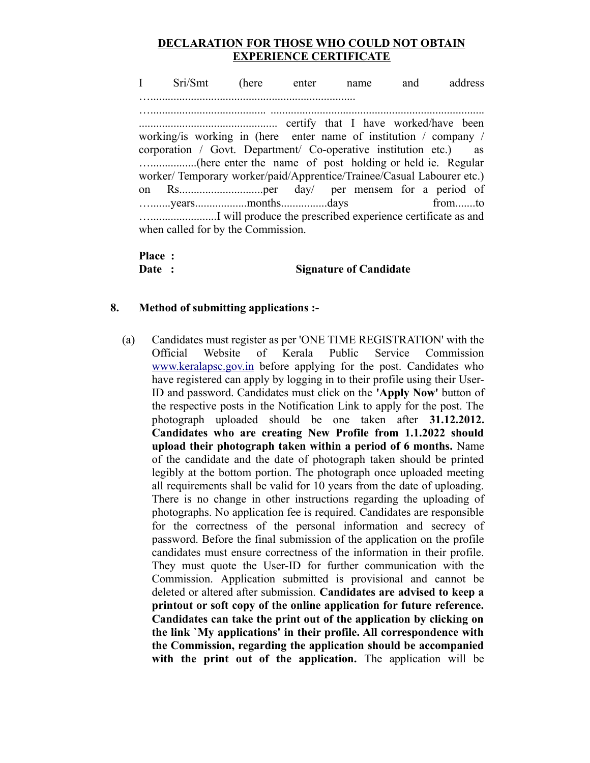**DECLARATION FOR THOSE WHO COULD NOT OBTAIN EXPERIENCE CERTIFICATE**

I Sri/Smt (here enter name and address …....................................................................... …........................................ .......................................................................... ................................................ certify that I have worked/have been working/is working in (here enter name of institution / company / corporation / Govt. Department/ Co-operative institution etc.) as …................(here enter the name of post holding or held ie. Regular worker/ Temporary worker/paid/Apprentice/Trainee/Casual Labourer etc.) on Rs............................per day/ per mensem for a period of …......years.................months................days from.......to …......................I will produce the prescribed experience certificate as and when called for by the Commission.

**Place :**

**Date :** **Signature of Candidate**

**8. Method of submitting applications :-**

(a) Candidates must register as per 'ONE TIME REGISTRATION' with the Official Website of Kerala Public Service Commission www.keralapsc.gov.in before applying for the post. Candidates who have registered can apply by logging in to their profile using their User-ID and password. Candidates must click on the **'Apply Now'** button of the respective posts in the Notification Link to apply for the post. The photograph uploaded should be one taken after **31.12.2012. Candidates who are creating New Profile from 1.1.2022 should upload their photograph taken within a period of 6 months.** Name of the candidate and the date of photograph taken should be printed legibly at the bottom portion. The photograph once uploaded meeting all requirements shall be valid for 10 years from the date of uploading. There is no change in other instructions regarding the uploading of photographs. No application fee is required. Candidates are responsible for the correctness of the personal information and secrecy of password. Before the final submission of the application on the profile candidates must ensure correctness of the information in their profile. They must quote the User-ID for further communication with the Commission. Application submitted is provisional and cannot be deleted or altered after submission. **Candidates are advised to keep a printout or soft copy of the online application for future reference. Candidates can take the print out of the application by clicking on the link `My applications' in their profile. All correspondence with the Commission, regarding the application should be accompanied with the print out of the application.** The application will be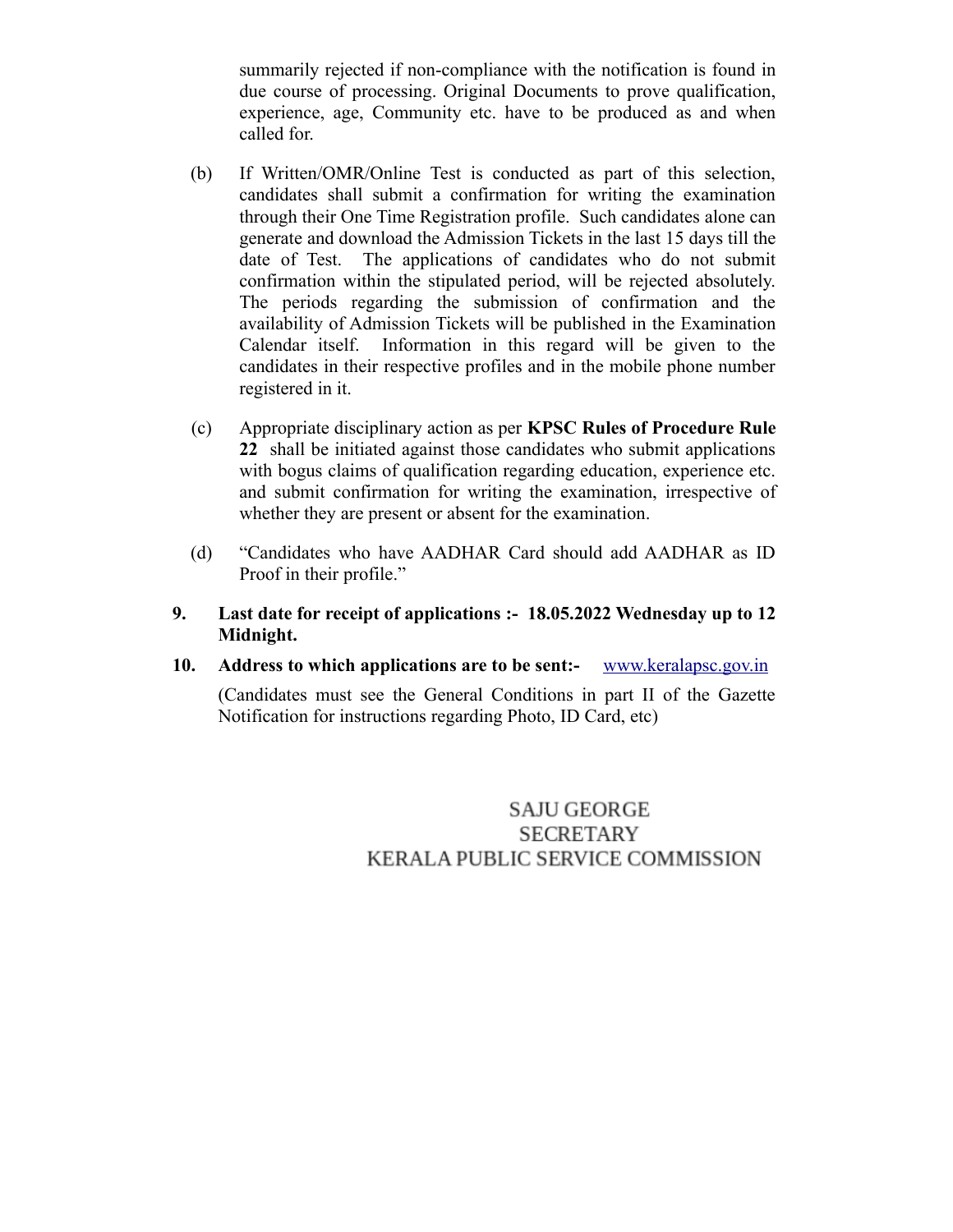summarily rejected if non-compliance with the notification is found in due course of processing. Original Documents to prove qualification, experience, age, Community etc. have to be produced as and when called for.

(b) If Written/OMR/Online Test is conducted as part of this selection, candidates shall submit a confirmation for writing the examination through their One Time Registration profile. Such candidates alone can generate and download the Admission Tickets in the last 15 days till the date of Test. The applications of candidates who do not submit confirmation within the stipulated period, will be rejected absolutely. The periods regarding the submission of confirmation and the availability of Admission Tickets will be published in the Examination Calendar itself. Information in this regard will be given to the candidates in their respective profiles and in the mobile phone number registered in it.

(c) Appropriate disciplinary action as per **KPSC Rules of Procedure Rule 22** shall be initiated against those candidates who submit applications with bogus claims of qualification regarding education, experience etc. and submit confirmation for writing the examination, irrespective of whether they are present or absent for the examination.

(d) "Candidates who have AADHAR Card should add AADHAR as ID Proof in their profile."

**9. Last date for receipt of applications :- 18.05.2022 Wednesday up to 12 Midnight.**

**10. Address to which applications are to be sent:-** www.keralapsc.gov.in

(Candidates must see the General Conditions in part II of the Gazette Notification for instructions regarding Photo, ID Card, etc)

SAJU GEORGE
SECRETARY
KERALA PUBLIC SERVICE COMMISSION